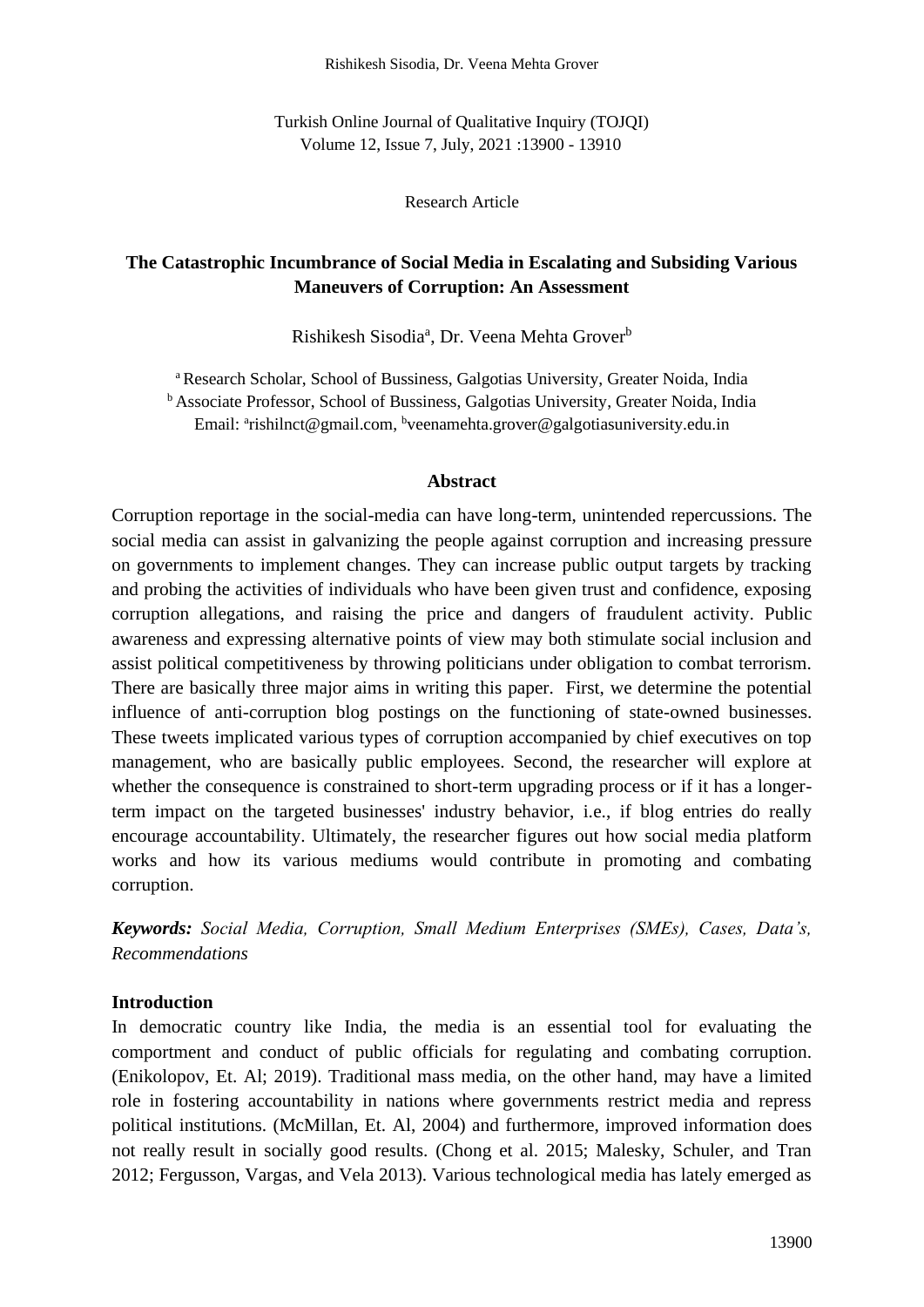Research Article

# The Catastrophic Incumbrance of Social Media in Escalating and Subsiding Various Maneuvers of Corruption: An Assessment

Rishikesh Sisodia[a], Dr. Veena Mehta Grover[b]

[a] Research Scholar, School of Bussiness, Galgotias University, Greater Noida, India
[b] Associate Professor, School of Bussiness, Galgotias University, Greater Noida, India
Email: [a]rishilnct@gmail.com, [b]veenamehta.grover@galgotiasuniversity.edu.in

## Abstract

Corruption reportage in the social-media can have long-term, unintended repercussions. The social media can assist in galvanizing the people against corruption and increasing pressure on governments to implement changes. They can increase public output targets by tracking and probing the activities of individuals who have been given trust and confidence, exposing corruption allegations, and raising the price and dangers of fraudulent activity. Public awareness and expressing alternative points of view may both stimulate social inclusion and assist political competitiveness by throwing politicians under obligation to combat terrorism. There are basically three major aims in writing this paper. First, we determine the potential influence of anti-corruption blog postings on the functioning of state-owned businesses. These tweets implicated various types of corruption accompanied by chief executives on top management, who are basically public employees. Second, the researcher will explore at whether the consequence is constrained to short-term upgrading process or if it has a longer-term impact on the targeted businesses' industry behavior, i.e., if blog entries do really encourage accountability. Ultimately, the researcher figures out how social media platform works and how its various mediums would contribute in promoting and combating corruption.

***Keywords:*** *Social Media, Corruption, Small Medium Enterprises (SMEs), Cases, Data's, Recommendations*

## Introduction

In democratic country like India, the media is an essential tool for evaluating the comportment and conduct of public officials for regulating and combating corruption. (Enikolopov, Et. Al; 2019). Traditional mass media, on the other hand, may have a limited role in fostering accountability in nations where governments restrict media and repress political institutions. (McMillan, Et. Al, 2004) and furthermore, improved information does not really result in socially good results. (Chong et al. 2015; Malesky, Schuler, and Tran 2012; Fergusson, Vargas, and Vela 2013). Various technological media has lately emerged as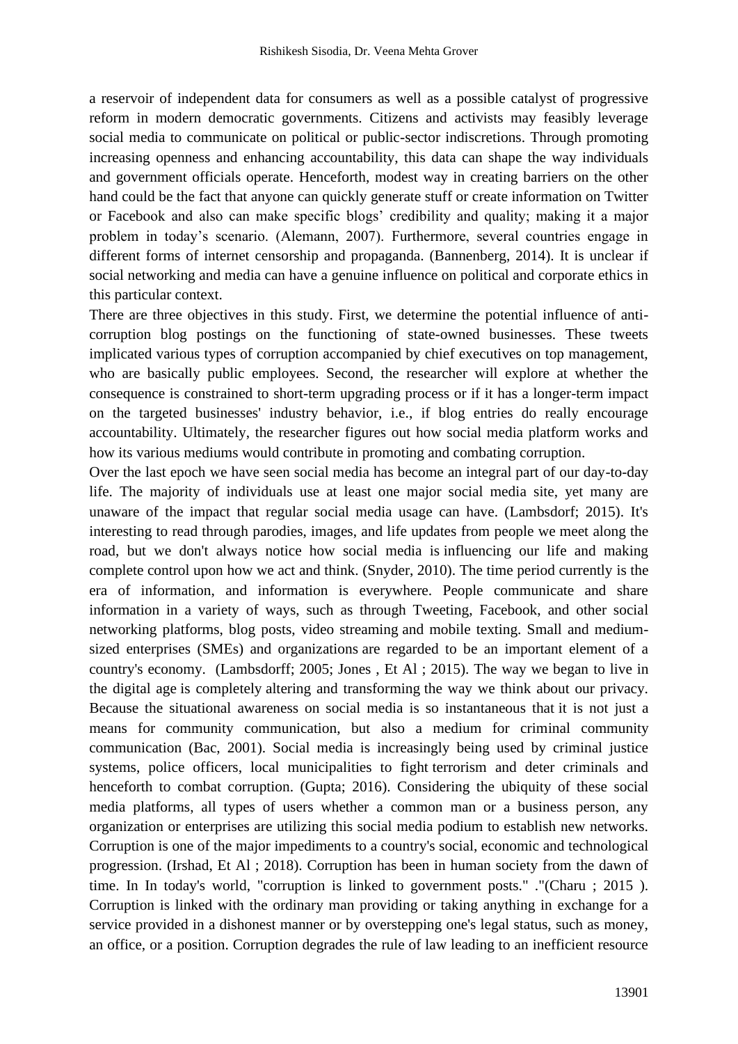a reservoir of independent data for consumers as well as a possible catalyst of progressive reform in modern democratic governments. Citizens and activists may feasibly leverage social media to communicate on political or public-sector indiscretions. Through promoting increasing openness and enhancing accountability, this data can shape the way individuals and government officials operate. Henceforth, modest way in creating barriers on the other hand could be the fact that anyone can quickly generate stuff or create information on Twitter or Facebook and also can make specific blogs' credibility and quality; making it a major problem in today's scenario. (Alemann, 2007). Furthermore, several countries engage in different forms of internet censorship and propaganda. (Bannenberg, 2014). It is unclear if social networking and media can have a genuine influence on political and corporate ethics in this particular context.

There are three objectives in this study. First, we determine the potential influence of anti-corruption blog postings on the functioning of state-owned businesses. These tweets implicated various types of corruption accompanied by chief executives on top management, who are basically public employees. Second, the researcher will explore at whether the consequence is constrained to short-term upgrading process or if it has a longer-term impact on the targeted businesses' industry behavior, i.e., if blog entries do really encourage accountability. Ultimately, the researcher figures out how social media platform works and how its various mediums would contribute in promoting and combating corruption.

Over the last epoch we have seen social media has become an integral part of our day-to-day life. The majority of individuals use at least one major social media site, yet many are unaware of the impact that regular social media usage can have. (Lambsdorf; 2015). It's interesting to read through parodies, images, and life updates from people we meet along the road, but we don't always notice how social media is influencing our life and making complete control upon how we act and think. (Snyder, 2010). The time period currently is the era of information, and information is everywhere. People communicate and share information in a variety of ways, such as through Tweeting, Facebook, and other social networking platforms, blog posts, video streaming and mobile texting. Small and medium-sized enterprises (SMEs) and organizations are regarded to be an important element of a country's economy. (Lambsdorff; 2005; Jones , Et Al ; 2015). The way we began to live in the digital age is completely altering and transforming the way we think about our privacy. Because the situational awareness on social media is so instantaneous that it is not just a means for community communication, but also a medium for criminal community communication (Bac, 2001). Social media is increasingly being used by criminal justice systems, police officers, local municipalities to fight terrorism and deter criminals and henceforth to combat corruption. (Gupta; 2016). Considering the ubiquity of these social media platforms, all types of users whether a common man or a business person, any organization or enterprises are utilizing this social media podium to establish new networks. Corruption is one of the major impediments to a country's social, economic and technological progression. (Irshad, Et Al ; 2018). Corruption has been in human society from the dawn of time. In In today's world, "corruption is linked to government posts." ."(Charu ; 2015 ). Corruption is linked with the ordinary man providing or taking anything in exchange for a service provided in a dishonest manner or by overstepping one's legal status, such as money, an office, or a position. Corruption degrades the rule of law leading to an inefficient resource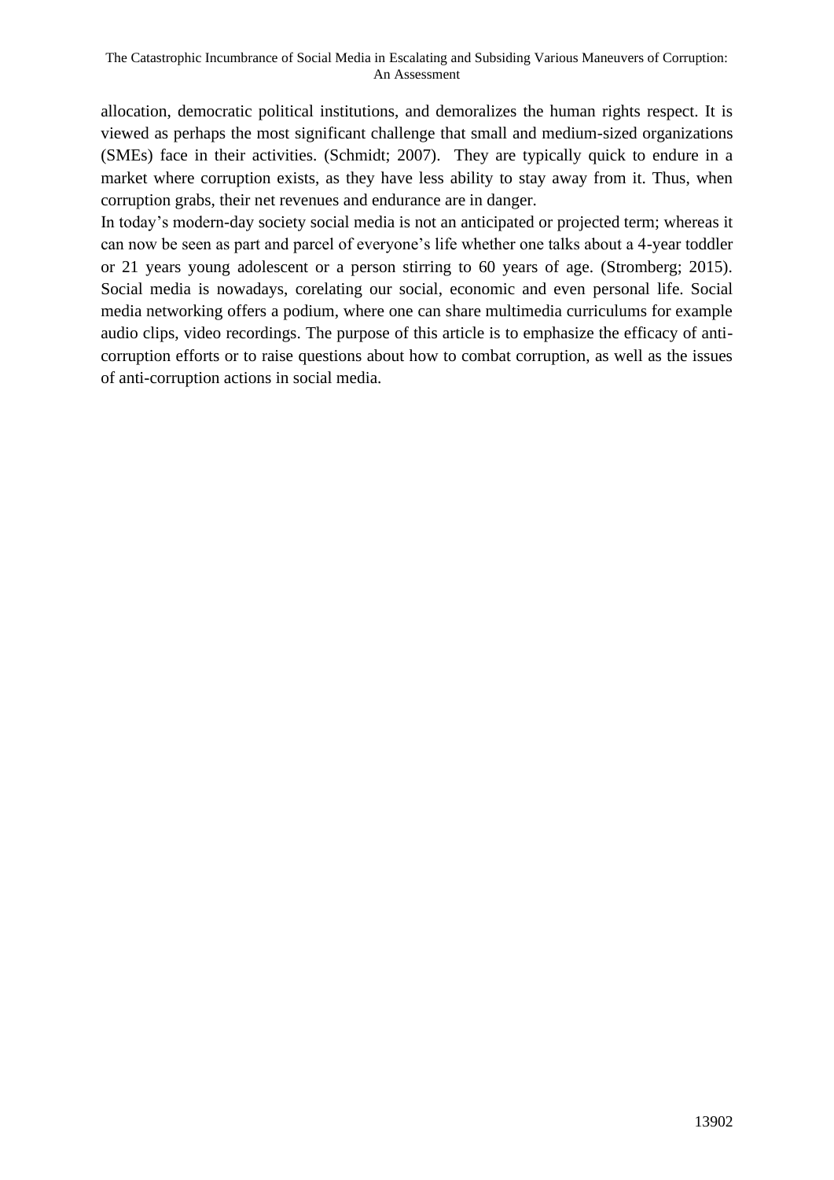allocation, democratic political institutions, and demoralizes the human rights respect. It is viewed as perhaps the most significant challenge that small and medium-sized organizations (SMEs) face in their activities. (Schmidt; 2007). They are typically quick to endure in a market where corruption exists, as they have less ability to stay away from it. Thus, when corruption grabs, their net revenues and endurance are in danger.

In today's modern-day society social media is not an anticipated or projected term; whereas it can now be seen as part and parcel of everyone's life whether one talks about a 4-year toddler or 21 years young adolescent or a person stirring to 60 years of age. (Stromberg; 2015). Social media is nowadays, corelating our social, economic and even personal life. Social media networking offers a podium, where one can share multimedia curriculums for example audio clips, video recordings. The purpose of this article is to emphasize the efficacy of anti-corruption efforts or to raise questions about how to combat corruption, as well as the issues of anti-corruption actions in social media.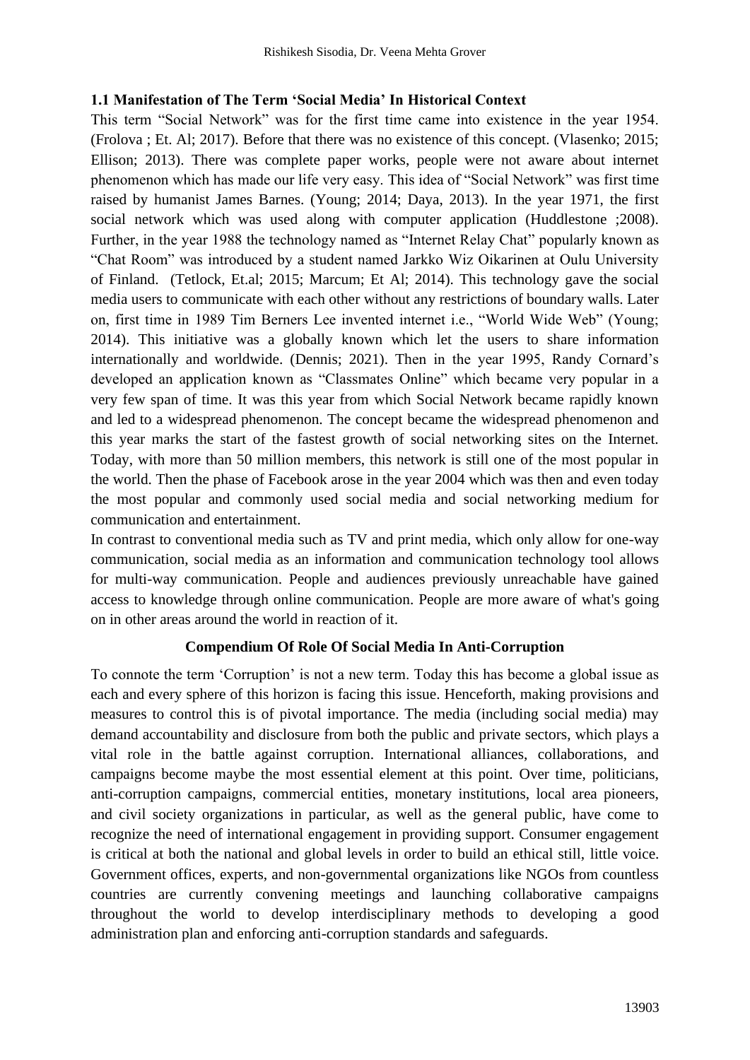### 1.1 Manifestation of The Term 'Social Media' In Historical Context

This term "Social Network" was for the first time came into existence in the year 1954. (Frolova ; Et. Al; 2017). Before that there was no existence of this concept. (Vlasenko; 2015; Ellison; 2013). There was complete paper works, people were not aware about internet phenomenon which has made our life very easy. This idea of "Social Network" was first time raised by humanist James Barnes. (Young; 2014; Daya, 2013). In the year 1971, the first social network which was used along with computer application (Huddlestone ;2008). Further, in the year 1988 the technology named as "Internet Relay Chat" popularly known as "Chat Room" was introduced by a student named Jarkko Wiz Oikarinen at Oulu University of Finland. (Tetlock, Et.al; 2015; Marcum; Et Al; 2014). This technology gave the social media users to communicate with each other without any restrictions of boundary walls. Later on, first time in 1989 Tim Berners Lee invented internet i.e., "World Wide Web" (Young; 2014). This initiative was a globally known which let the users to share information internationally and worldwide. (Dennis; 2021). Then in the year 1995, Randy Cornard's developed an application known as "Classmates Online" which became very popular in a very few span of time. It was this year from which Social Network became rapidly known and led to a widespread phenomenon. The concept became the widespread phenomenon and this year marks the start of the fastest growth of social networking sites on the Internet. Today, with more than 50 million members, this network is still one of the most popular in the world. Then the phase of Facebook arose in the year 2004 which was then and even today the most popular and commonly used social media and social networking medium for communication and entertainment.

In contrast to conventional media such as TV and print media, which only allow for one-way communication, social media as an information and communication technology tool allows for multi-way communication. People and audiences previously unreachable have gained access to knowledge through online communication. People are more aware of what's going on in other areas around the world in reaction of it.

### Compendium Of Role Of Social Media In Anti-Corruption

To connote the term 'Corruption' is not a new term. Today this has become a global issue as each and every sphere of this horizon is facing this issue. Henceforth, making provisions and measures to control this is of pivotal importance. The media (including social media) may demand accountability and disclosure from both the public and private sectors, which plays a vital role in the battle against corruption. International alliances, collaborations, and campaigns become maybe the most essential element at this point. Over time, politicians, anti-corruption campaigns, commercial entities, monetary institutions, local area pioneers, and civil society organizations in particular, as well as the general public, have come to recognize the need of international engagement in providing support. Consumer engagement is critical at both the national and global levels in order to build an ethical still, little voice. Government offices, experts, and non-governmental organizations like NGOs from countless countries are currently convening meetings and launching collaborative campaigns throughout the world to develop interdisciplinary methods to developing a good administration plan and enforcing anti-corruption standards and safeguards.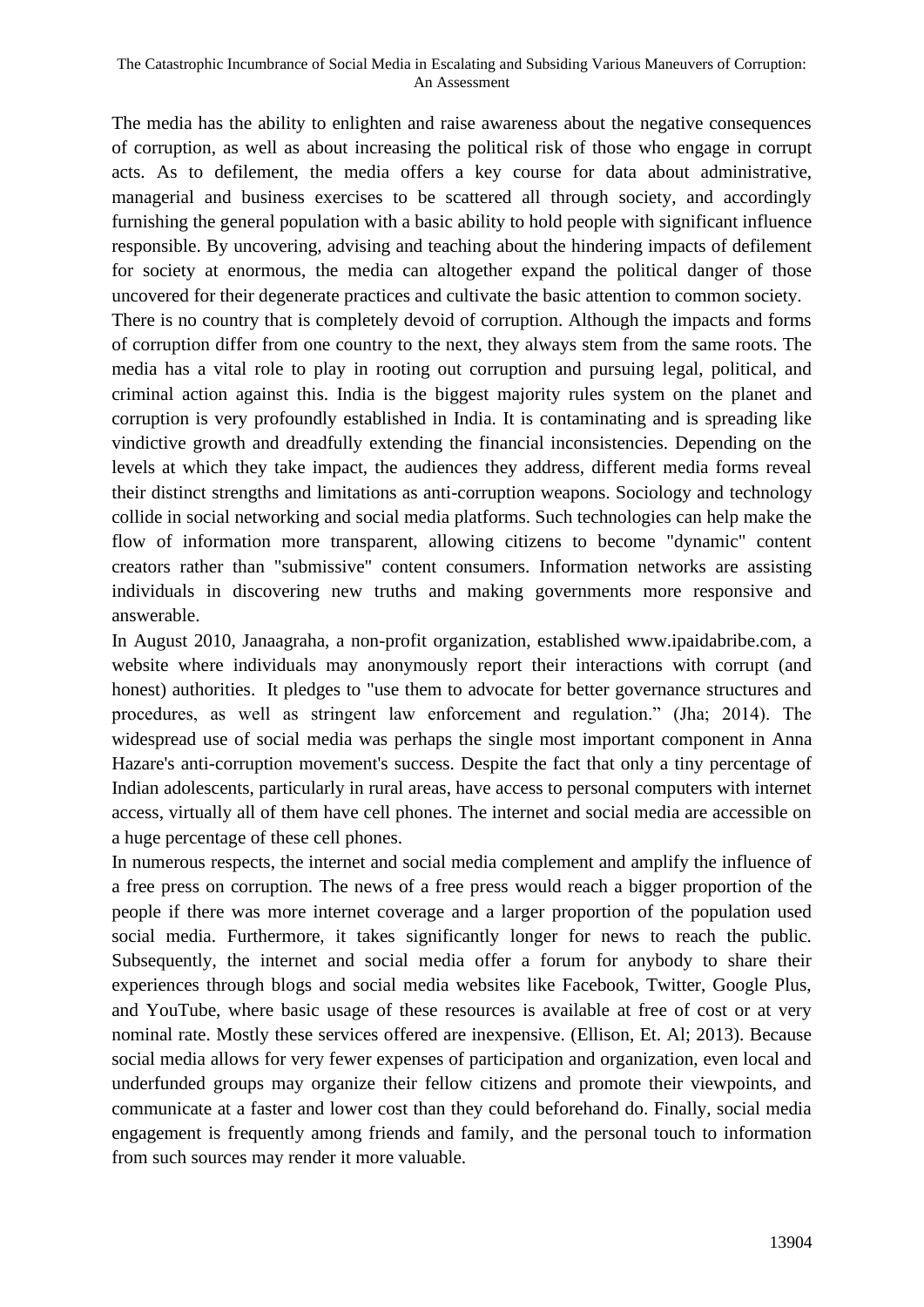The media has the ability to enlighten and raise awareness about the negative consequences of corruption, as well as about increasing the political risk of those who engage in corrupt acts. As to defilement, the media offers a key course for data about administrative, managerial and business exercises to be scattered all through society, and accordingly furnishing the general population with a basic ability to hold people with significant influence responsible. By uncovering, advising and teaching about the hindering impacts of defilement for society at enormous, the media can altogether expand the political danger of those uncovered for their degenerate practices and cultivate the basic attention to common society.

There is no country that is completely devoid of corruption. Although the impacts and forms of corruption differ from one country to the next, they always stem from the same roots. The media has a vital role to play in rooting out corruption and pursuing legal, political, and criminal action against this. India is the biggest majority rules system on the planet and corruption is very profoundly established in India. It is contaminating and is spreading like vindictive growth and dreadfully extending the financial inconsistencies. Depending on the levels at which they take impact, the audiences they address, different media forms reveal their distinct strengths and limitations as anti-corruption weapons. Sociology and technology collide in social networking and social media platforms. Such technologies can help make the flow of information more transparent, allowing citizens to become "dynamic" content creators rather than "submissive" content consumers. Information networks are assisting individuals in discovering new truths and making governments more responsive and answerable.

In August 2010, Janaagraha, a non-profit organization, established www.ipaidabribe.com, a website where individuals may anonymously report their interactions with corrupt (and honest) authorities. It pledges to "use them to advocate for better governance structures and procedures, as well as stringent law enforcement and regulation." (Jha; 2014). The widespread use of social media was perhaps the single most important component in Anna Hazare's anti-corruption movement's success. Despite the fact that only a tiny percentage of Indian adolescents, particularly in rural areas, have access to personal computers with internet access, virtually all of them have cell phones. The internet and social media are accessible on a huge percentage of these cell phones.

In numerous respects, the internet and social media complement and amplify the influence of a free press on corruption. The news of a free press would reach a bigger proportion of the people if there was more internet coverage and a larger proportion of the population used social media. Furthermore, it takes significantly longer for news to reach the public. Subsequently, the internet and social media offer a forum for anybody to share their experiences through blogs and social media websites like Facebook, Twitter, Google Plus, and YouTube, where basic usage of these resources is available at free of cost or at very nominal rate. Mostly these services offered are inexpensive. (Ellison, Et. Al; 2013). Because social media allows for very fewer expenses of participation and organization, even local and underfunded groups may organize their fellow citizens and promote their viewpoints, and communicate at a faster and lower cost than they could beforehand do. Finally, social media engagement is frequently among friends and family, and the personal touch to information from such sources may render it more valuable.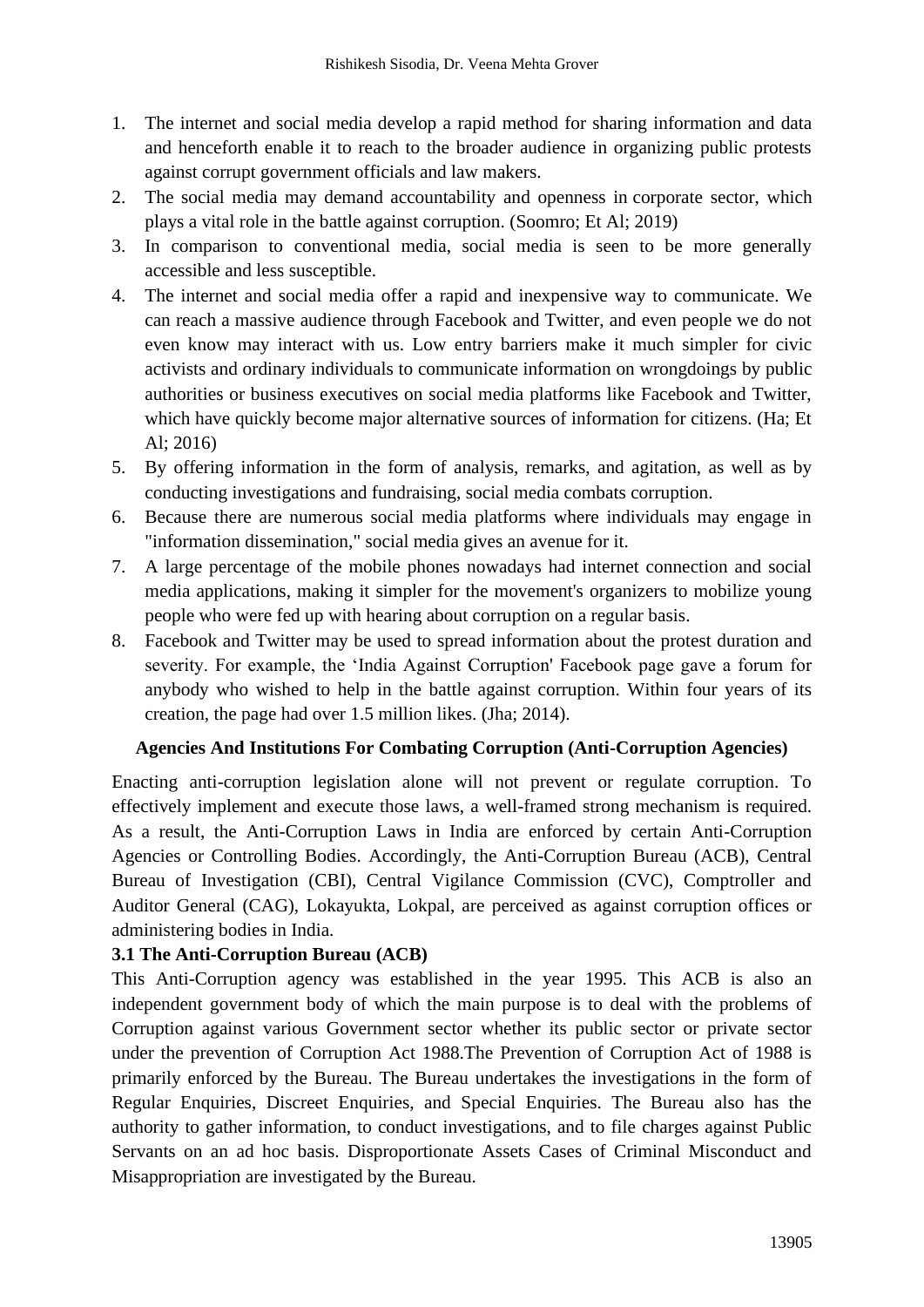1. The internet and social media develop a rapid method for sharing information and data and henceforth enable it to reach to the broader audience in organizing public protests against corrupt government officials and law makers.
2. The social media may demand accountability and openness in corporate sector, which plays a vital role in the battle against corruption. (Soomro; Et Al; 2019)
3. In comparison to conventional media, social media is seen to be more generally accessible and less susceptible.
4. The internet and social media offer a rapid and inexpensive way to communicate. We can reach a massive audience through Facebook and Twitter, and even people we do not even know may interact with us. Low entry barriers make it much simpler for civic activists and ordinary individuals to communicate information on wrongdoings by public authorities or business executives on social media platforms like Facebook and Twitter, which have quickly become major alternative sources of information for citizens. (Ha; Et Al; 2016)
5. By offering information in the form of analysis, remarks, and agitation, as well as by conducting investigations and fundraising, social media combats corruption.
6. Because there are numerous social media platforms where individuals may engage in "information dissemination," social media gives an avenue for it.
7. A large percentage of the mobile phones nowadays had internet connection and social media applications, making it simpler for the movement's organizers to mobilize young people who were fed up with hearing about corruption on a regular basis.
8. Facebook and Twitter may be used to spread information about the protest duration and severity. For example, the 'India Against Corruption' Facebook page gave a forum for anybody who wished to help in the battle against corruption. Within four years of its creation, the page had over 1.5 million likes. (Jha; 2014).

## Agencies And Institutions For Combating Corruption (Anti-Corruption Agencies)

Enacting anti-corruption legislation alone will not prevent or regulate corruption. To effectively implement and execute those laws, a well-framed strong mechanism is required. As a result, the Anti-Corruption Laws in India are enforced by certain Anti-Corruption Agencies or Controlling Bodies. Accordingly, the Anti-Corruption Bureau (ACB), Central Bureau of Investigation (CBI), Central Vigilance Commission (CVC), Comptroller and Auditor General (CAG), Lokayukta, Lokpal, are perceived as against corruption offices or administering bodies in India.

### 3.1 The Anti-Corruption Bureau (ACB)

This Anti-Corruption agency was established in the year 1995. This ACB is also an independent government body of which the main purpose is to deal with the problems of Corruption against various Government sector whether its public sector or private sector under the prevention of Corruption Act 1988.The Prevention of Corruption Act of 1988 is primarily enforced by the Bureau. The Bureau undertakes the investigations in the form of Regular Enquiries, Discreet Enquiries, and Special Enquiries. The Bureau also has the authority to gather information, to conduct investigations, and to file charges against Public Servants on an ad hoc basis. Disproportionate Assets Cases of Criminal Misconduct and Misappropriation are investigated by the Bureau.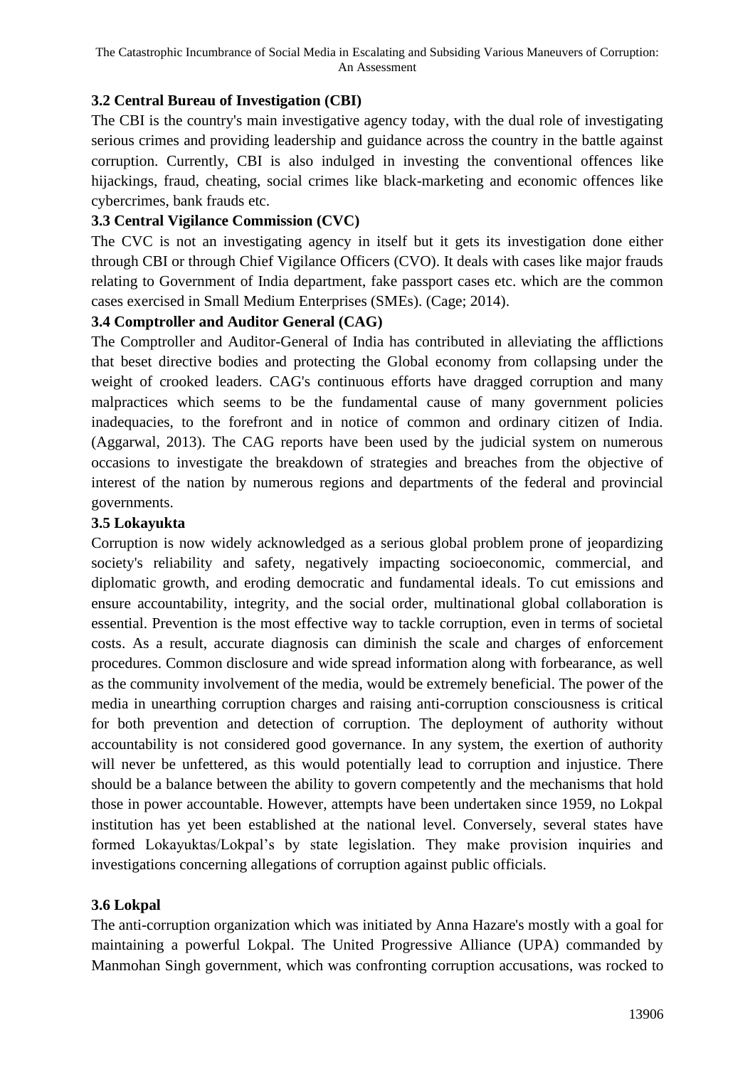### 3.2 Central Bureau of Investigation (CBI)

The CBI is the country's main investigative agency today, with the dual role of investigating serious crimes and providing leadership and guidance across the country in the battle against corruption. Currently, CBI is also indulged in investing the conventional offences like hijackings, fraud, cheating, social crimes like black-marketing and economic offences like cybercrimes, bank frauds etc.

### 3.3 Central Vigilance Commission (CVC)

The CVC is not an investigating agency in itself but it gets its investigation done either through CBI or through Chief Vigilance Officers (CVO). It deals with cases like major frauds relating to Government of India department, fake passport cases etc. which are the common cases exercised in Small Medium Enterprises (SMEs). (Cage; 2014).

### 3.4 Comptroller and Auditor General (CAG)

The Comptroller and Auditor-General of India has contributed in alleviating the afflictions that beset directive bodies and protecting the Global economy from collapsing under the weight of crooked leaders. CAG's continuous efforts have dragged corruption and many malpractices which seems to be the fundamental cause of many government policies inadequacies, to the forefront and in notice of common and ordinary citizen of India. (Aggarwal, 2013). The CAG reports have been used by the judicial system on numerous occasions to investigate the breakdown of strategies and breaches from the objective of interest of the nation by numerous regions and departments of the federal and provincial governments.

### 3.5 Lokayukta

Corruption is now widely acknowledged as a serious global problem prone of jeopardizing society's reliability and safety, negatively impacting socioeconomic, commercial, and diplomatic growth, and eroding democratic and fundamental ideals. To cut emissions and ensure accountability, integrity, and the social order, multinational global collaboration is essential. Prevention is the most effective way to tackle corruption, even in terms of societal costs. As a result, accurate diagnosis can diminish the scale and charges of enforcement procedures. Common disclosure and wide spread information along with forbearance, as well as the community involvement of the media, would be extremely beneficial. The power of the media in unearthing corruption charges and raising anti-corruption consciousness is critical for both prevention and detection of corruption. The deployment of authority without accountability is not considered good governance. In any system, the exertion of authority will never be unfettered, as this would potentially lead to corruption and injustice. There should be a balance between the ability to govern competently and the mechanisms that hold those in power accountable. However, attempts have been undertaken since 1959, no Lokpal institution has yet been established at the national level. Conversely, several states have formed Lokayuktas/Lokpal's by state legislation. They make provision inquiries and investigations concerning allegations of corruption against public officials.

### 3.6 Lokpal

The anti-corruption organization which was initiated by Anna Hazare's mostly with a goal for maintaining a powerful Lokpal. The United Progressive Alliance (UPA) commanded by Manmohan Singh government, which was confronting corruption accusations, was rocked to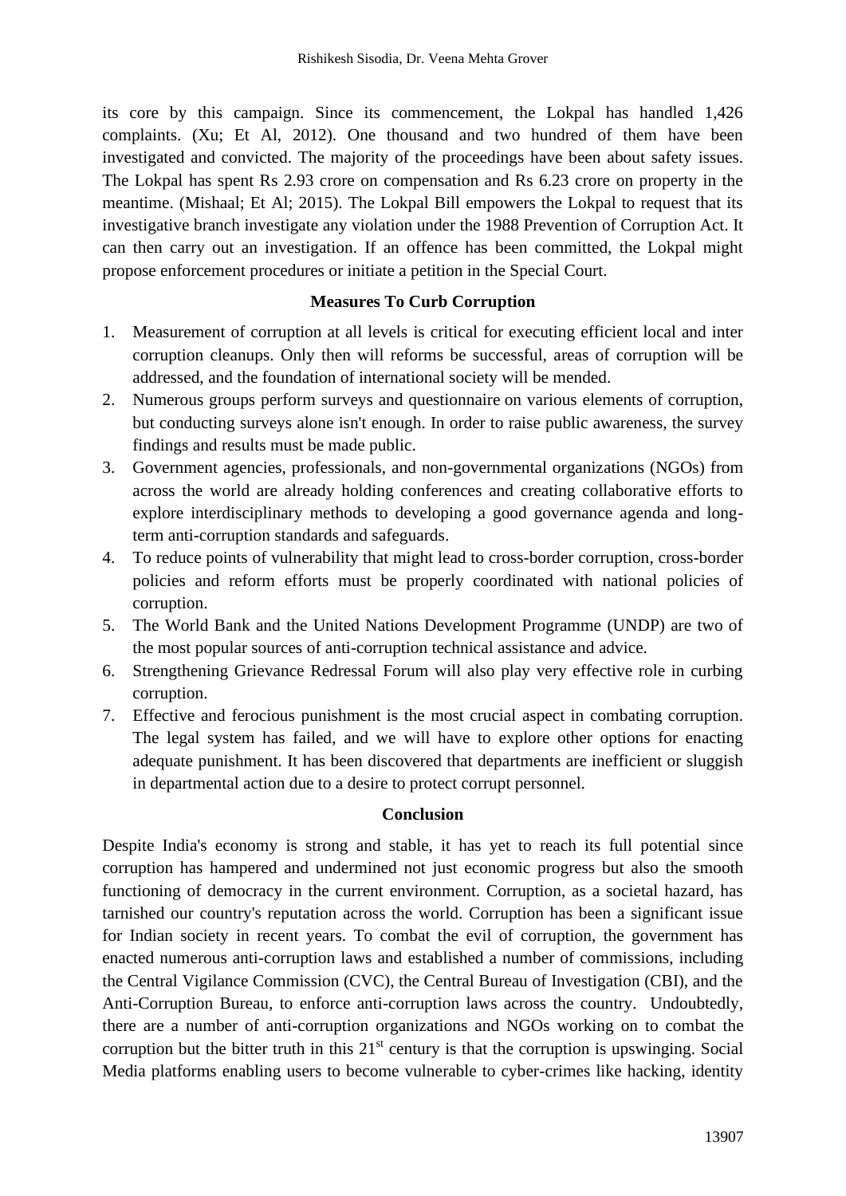its core by this campaign. Since its commencement, the Lokpal has handled 1,426 complaints. (Xu; Et Al, 2012). One thousand and two hundred of them have been investigated and convicted. The majority of the proceedings have been about safety issues. The Lokpal has spent Rs 2.93 crore on compensation and Rs 6.23 crore on property in the meantime. (Mishaal; Et Al; 2015). The Lokpal Bill empowers the Lokpal to request that its investigative branch investigate any violation under the 1988 Prevention of Corruption Act. It can then carry out an investigation. If an offence has been committed, the Lokpal might propose enforcement procedures or initiate a petition in the Special Court.

## Measures To Curb Corruption

1. Measurement of corruption at all levels is critical for executing efficient local and inter corruption cleanups. Only then will reforms be successful, areas of corruption will be addressed, and the foundation of international society will be mended.
2. Numerous groups perform surveys and questionnaire on various elements of corruption, but conducting surveys alone isn't enough. In order to raise public awareness, the survey findings and results must be made public.
3. Government agencies, professionals, and non-governmental organizations (NGOs) from across the world are already holding conferences and creating collaborative efforts to explore interdisciplinary methods to developing a good governance agenda and long-term anti-corruption standards and safeguards.
4. To reduce points of vulnerability that might lead to cross-border corruption, cross-border policies and reform efforts must be properly coordinated with national policies of corruption.
5. The World Bank and the United Nations Development Programme (UNDP) are two of the most popular sources of anti-corruption technical assistance and advice.
6. Strengthening Grievance Redressal Forum will also play very effective role in curbing corruption.
7. Effective and ferocious punishment is the most crucial aspect in combating corruption. The legal system has failed, and we will have to explore other options for enacting adequate punishment. It has been discovered that departments are inefficient or sluggish in departmental action due to a desire to protect corrupt personnel.

## Conclusion

Despite India's economy is strong and stable, it has yet to reach its full potential since corruption has hampered and undermined not just economic progress but also the smooth functioning of democracy in the current environment. Corruption, as a societal hazard, has tarnished our country's reputation across the world. Corruption has been a significant issue for Indian society in recent years. To combat the evil of corruption, the government has enacted numerous anti-corruption laws and established a number of commissions, including the Central Vigilance Commission (CVC), the Central Bureau of Investigation (CBI), and the Anti-Corruption Bureau, to enforce anti-corruption laws across the country. Undoubtedly, there are a number of anti-corruption organizations and NGOs working on to combat the corruption but the bitter truth in this 21st century is that the corruption is upswinging. Social Media platforms enabling users to become vulnerable to cyber-crimes like hacking, identity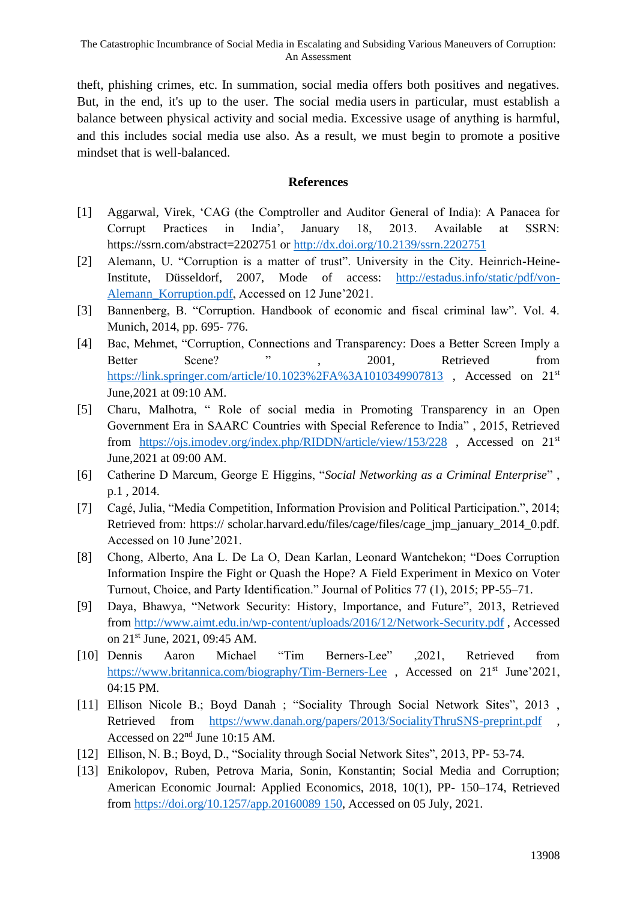theft, phishing crimes, etc. In summation, social media offers both positives and negatives. But, in the end, it's up to the user. The social media users in particular, must establish a balance between physical activity and social media. Excessive usage of anything is harmful, and this includes social media use also. As a result, we must begin to promote a positive mindset that is well-balanced.

## References

[1] Aggarwal, Virek, 'CAG (the Comptroller and Auditor General of India): A Panacea for Corrupt Practices in India', January 18, 2013. Available at SSRN: https://ssrn.com/abstract=2202751 or http://dx.doi.org/10.2139/ssrn.2202751

[2] Alemann, U. "Corruption is a matter of trust". University in the City. Heinrich-Heine-Institute, Düsseldorf, 2007, Mode of access: http://estadus.info/static/pdf/von-Alemann_Korruption.pdf, Accessed on 12 June'2021.

[3] Bannenberg, B. "Corruption. Handbook of economic and fiscal criminal law". Vol. 4. Munich, 2014, pp. 695- 776.

[4] Bac, Mehmet, "Corruption, Connections and Transparency: Does a Better Screen Imply a Better Scene? " , 2001, Retrieved from https://link.springer.com/article/10.1023%2FA%3A1010349907813 , Accessed on 21st June,2021 at 09:10 AM.

[5] Charu, Malhotra, " Role of social media in Promoting Transparency in an Open Government Era in SAARC Countries with Special Reference to India" , 2015, Retrieved from https://ojs.imodev.org/index.php/RIDDN/article/view/153/228 , Accessed on 21st June,2021 at 09:00 AM.

[6] Catherine D Marcum, George E Higgins, "*Social Networking as a Criminal Enterprise*" , p.1 , 2014.

[7] Cagé, Julia, "Media Competition, Information Provision and Political Participation.", 2014; Retrieved from: https:// scholar.harvard.edu/files/cage/files/cage_jmp_january_2014_0.pdf. Accessed on 10 June'2021.

[8] Chong, Alberto, Ana L. De La O, Dean Karlan, Leonard Wantchekon; "Does Corruption Information Inspire the Fight or Quash the Hope? A Field Experiment in Mexico on Voter Turnout, Choice, and Party Identification." Journal of Politics 77 (1), 2015; PP-55–71.

[9] Daya, Bhawya, "Network Security: History, Importance, and Future", 2013, Retrieved from http://www.aimt.edu.in/wp-content/uploads/2016/12/Network-Security.pdf , Accessed on 21st June, 2021, 09:45 AM.

[10] Dennis Aaron Michael "Tim Berners-Lee" ,2021, Retrieved from https://www.britannica.com/biography/Tim-Berners-Lee , Accessed on 21st June'2021, 04:15 PM.

[11] Ellison Nicole B.; Boyd Danah ; "Sociality Through Social Network Sites", 2013 , Retrieved from https://www.danah.org/papers/2013/SocialityThruSNS-preprint.pdf , Accessed on 22nd June 10:15 AM.

[12] Ellison, N. B.; Boyd, D., "Sociality through Social Network Sites", 2013, PP- 53-74.

[13] Enikolopov, Ruben, Petrova Maria, Sonin, Konstantin; Social Media and Corruption; American Economic Journal: Applied Economics, 2018, 10(1), PP- 150–174, Retrieved from https://doi.org/10.1257/app.20160089 150, Accessed on 05 July, 2021.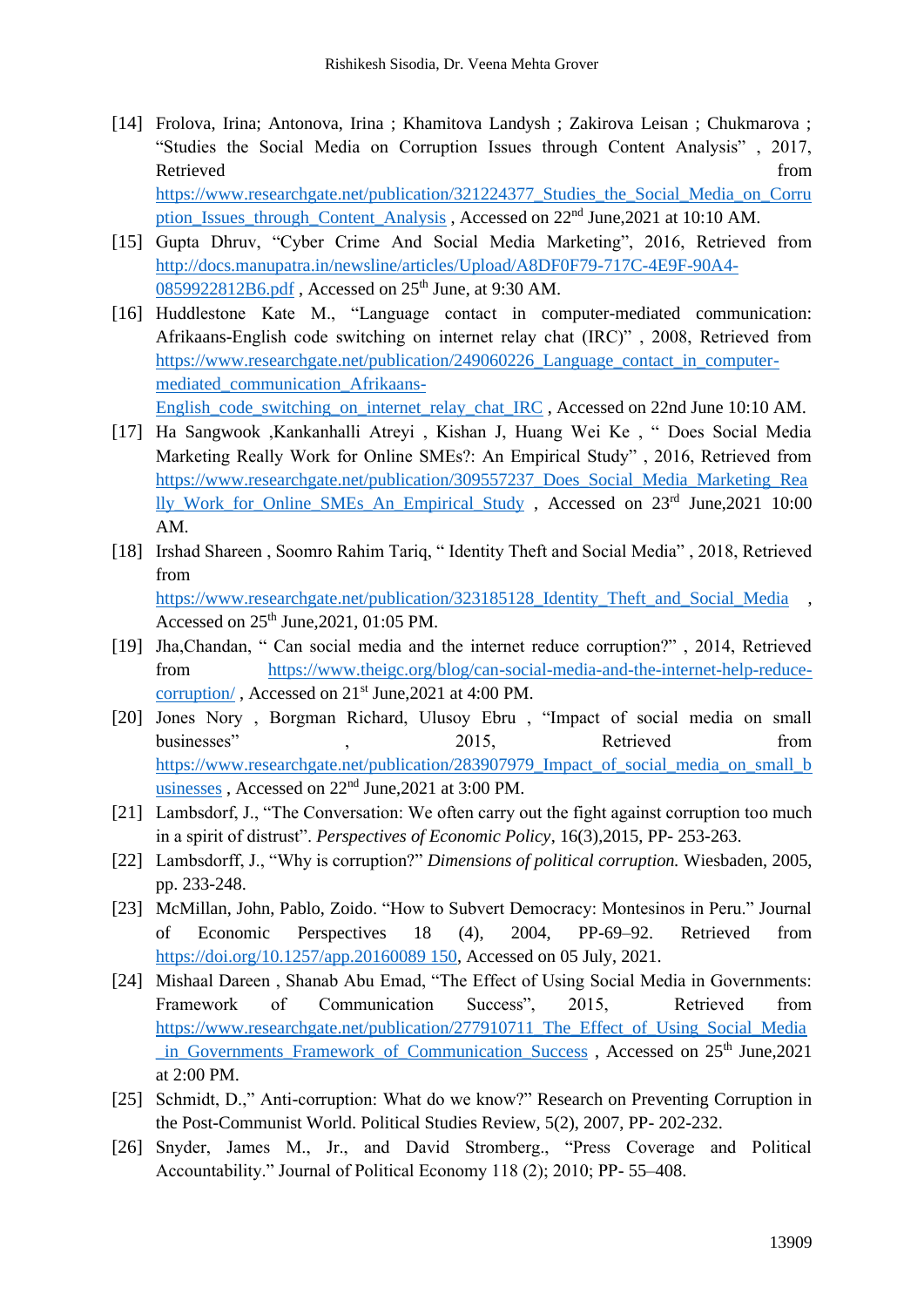[14] Frolova, Irina; Antonova, Irina ; Khamitova Landysh ; Zakirova Leisan ; Chukmarova ; "Studies the Social Media on Corruption Issues through Content Analysis" , 2017, Retrieved from https://www.researchgate.net/publication/321224377_Studies_the_Social_Media_on_Corruption_Issues_through_Content_Analysis , Accessed on 22nd June,2021 at 10:10 AM.

[15] Gupta Dhruv, "Cyber Crime And Social Media Marketing", 2016, Retrieved from http://docs.manupatra.in/newsline/articles/Upload/A8DF0F79-717C-4E9F-90A4-0859922812B6.pdf , Accessed on 25th June, at 9:30 AM.

[16] Huddlestone Kate M., "Language contact in computer-mediated communication: Afrikaans-English code switching on internet relay chat (IRC)" , 2008, Retrieved from https://www.researchgate.net/publication/249060226_Language_contact_in_computer-mediated_communication_Afrikaans-English_code_switching_on_internet_relay_chat_IRC , Accessed on 22nd June 10:10 AM.

[17] Ha Sangwook ,Kankanhalli Atreyi , Kishan J, Huang Wei Ke , " Does Social Media Marketing Really Work for Online SMEs?: An Empirical Study" , 2016, Retrieved from https://www.researchgate.net/publication/309557237_Does_Social_Media_Marketing_Really_Work_for_Online_SMEs_An_Empirical_Study , Accessed on 23rd June,2021 10:00 AM.

[18] Irshad Shareen , Soomro Rahim Tariq, " Identity Theft and Social Media" , 2018, Retrieved from https://www.researchgate.net/publication/323185128_Identity_Theft_and_Social_Media , Accessed on 25th June,2021, 01:05 PM.

[19] Jha,Chandan, " Can social media and the internet reduce corruption?" , 2014, Retrieved from https://www.theigc.org/blog/can-social-media-and-the-internet-help-reduce-corruption/ , Accessed on 21st June,2021 at 4:00 PM.

[20] Jones Nory , Borgman Richard, Ulusoy Ebru , "Impact of social media on small businesses" , 2015, Retrieved from https://www.researchgate.net/publication/283907979_Impact_of_social_media_on_small_businesses , Accessed on 22nd June,2021 at 3:00 PM.

[21] Lambsdorf, J., "The Conversation: We often carry out the fight against corruption too much in a spirit of distrust". *Perspectives of Economic Policy*, 16(3),2015, PP- 253-263.

[22] Lambsdorff, J., "Why is corruption?" *Dimensions of political corruption.* Wiesbaden, 2005, pp. 233-248.

[23] McMillan, John, Pablo, Zoido. "How to Subvert Democracy: Montesinos in Peru." Journal of Economic Perspectives 18 (4), 2004, PP-69–92. Retrieved from https://doi.org/10.1257/app.20160089 150, Accessed on 05 July, 2021.

[24] Mishaal Dareen , Shanab Abu Emad, "The Effect of Using Social Media in Governments: Framework of Communication Success", 2015, Retrieved from https://www.researchgate.net/publication/277910711_The_Effect_of_Using_Social_Media_in_Governments_Framework_of_Communication_Success , Accessed on 25th June,2021 at 2:00 PM.

[25] Schmidt, D.," Anti-corruption: What do we know?" Research on Preventing Corruption in the Post-Communist World. Political Studies Review, 5(2), 2007, PP- 202-232.

[26] Snyder, James M., Jr., and David Stromberg., "Press Coverage and Political Accountability." Journal of Political Economy 118 (2); 2010; PP- 55–408.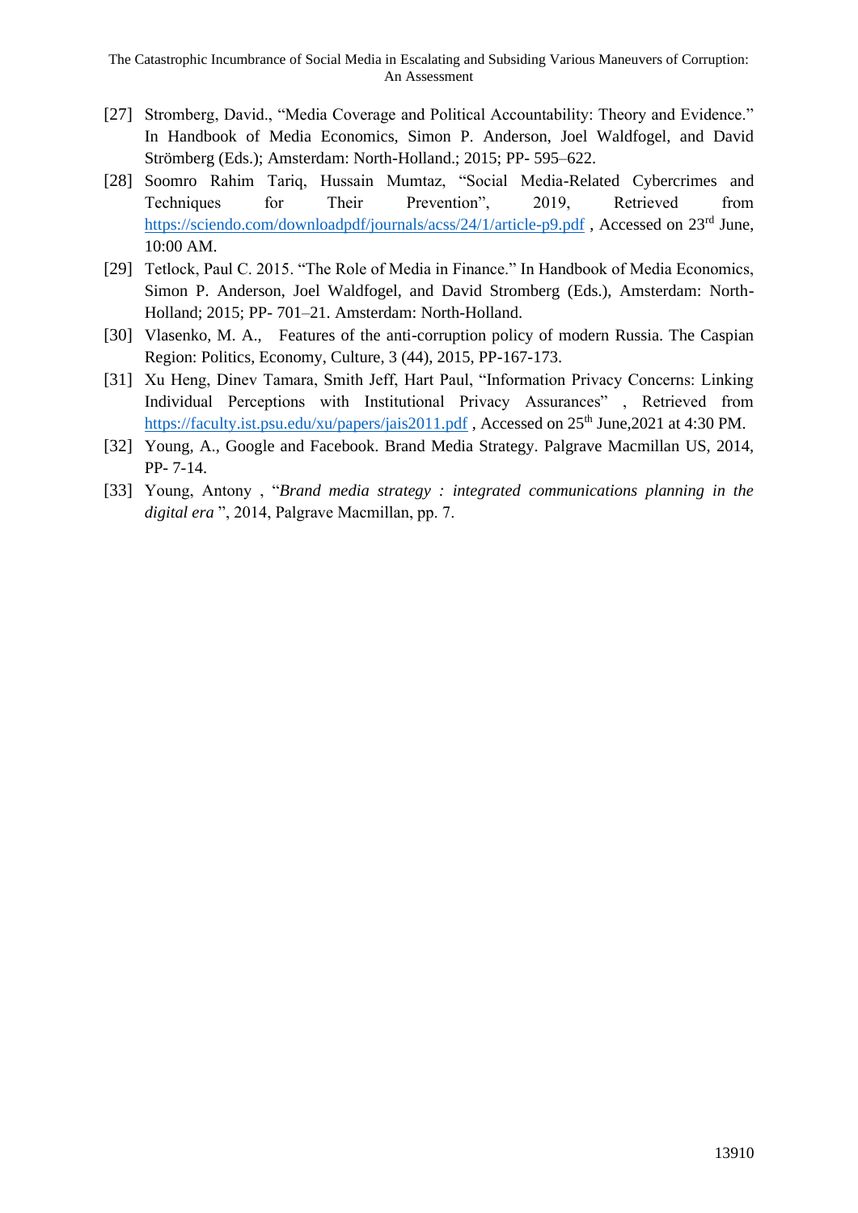[27] Stromberg, David., "Media Coverage and Political Accountability: Theory and Evidence." In Handbook of Media Economics, Simon P. Anderson, Joel Waldfogel, and David Strömberg (Eds.); Amsterdam: North-Holland.; 2015; PP- 595–622.

[28] Soomro Rahim Tariq, Hussain Mumtaz, "Social Media-Related Cybercrimes and Techniques for Their Prevention", 2019, Retrieved from https://sciendo.com/downloadpdf/journals/acss/24/1/article-p9.pdf , Accessed on 23rd June, 10:00 AM.

[29] Tetlock, Paul C. 2015. "The Role of Media in Finance." In Handbook of Media Economics, Simon P. Anderson, Joel Waldfogel, and David Stromberg (Eds.), Amsterdam: North-Holland; 2015; PP- 701–21. Amsterdam: North-Holland.

[30] Vlasenko, M. A., Features of the anti-corruption policy of modern Russia. The Caspian Region: Politics, Economy, Culture, 3 (44), 2015, PP-167-173.

[31] Xu Heng, Dinev Tamara, Smith Jeff, Hart Paul, "Information Privacy Concerns: Linking Individual Perceptions with Institutional Privacy Assurances" , Retrieved from https://faculty.ist.psu.edu/xu/papers/jais2011.pdf , Accessed on 25th June,2021 at 4:30 PM.

[32] Young, A., Google and Facebook. Brand Media Strategy. Palgrave Macmillan US, 2014, PP- 7-14.

[33] Young, Antony , "*Brand media strategy : integrated communications planning in the digital era* ", 2014, Palgrave Macmillan, pp. 7.